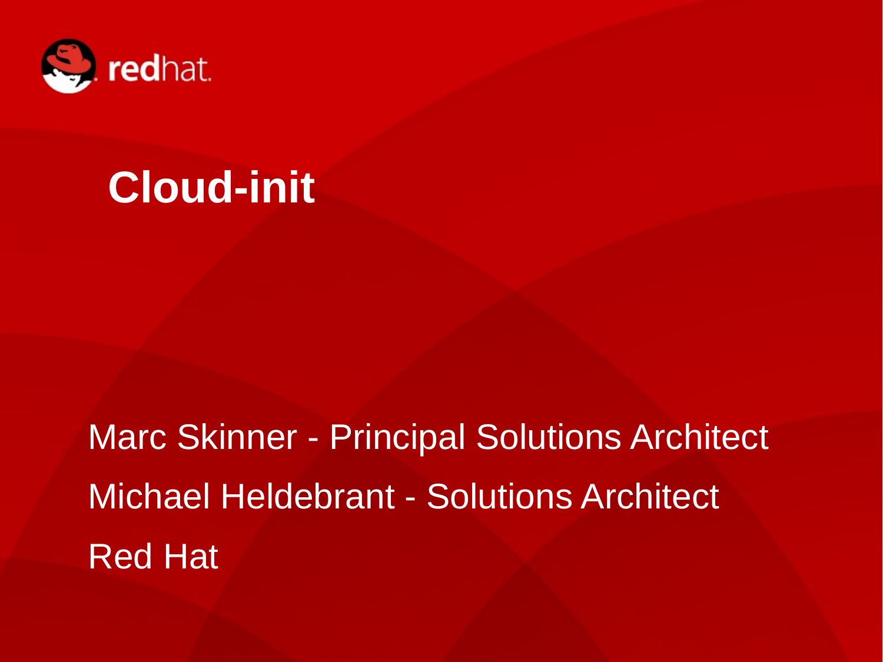# Cloud-init

Marc Skinner - Principal Solutions Architect

Michael Heldebrant - Solutions Architect

Red Hat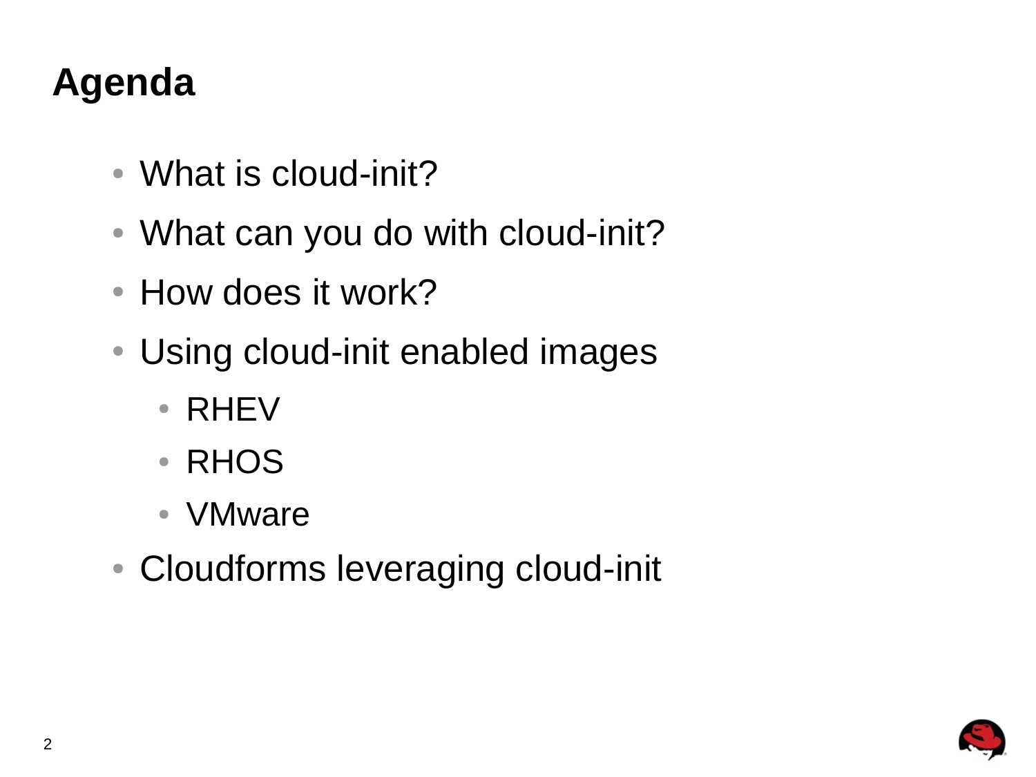# Agenda

- What is cloud-init?
- What can you do with cloud-init?
- How does it work?
- Using cloud-init enabled images
  - RHEV
  - RHOS
  - VMware
- Cloudforms leveraging cloud-init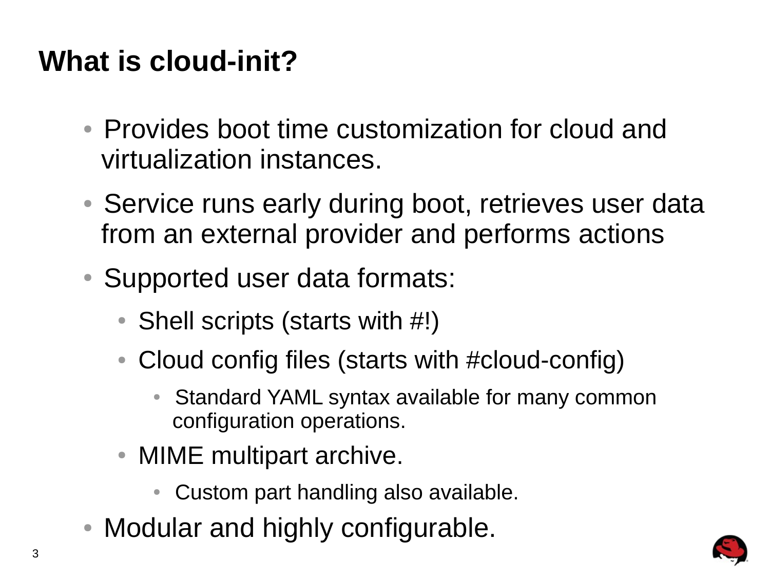# What is cloud-init?

- Provides boot time customization for cloud and virtualization instances.
- Service runs early during boot, retrieves user data from an external provider and performs actions
- Supported user data formats:
  - Shell scripts (starts with #!)
  - Cloud config files (starts with #cloud-config)
    - Standard YAML syntax available for many common configuration operations.
  - MIME multipart archive.
    - Custom part handling also available.
- Modular and highly configurable.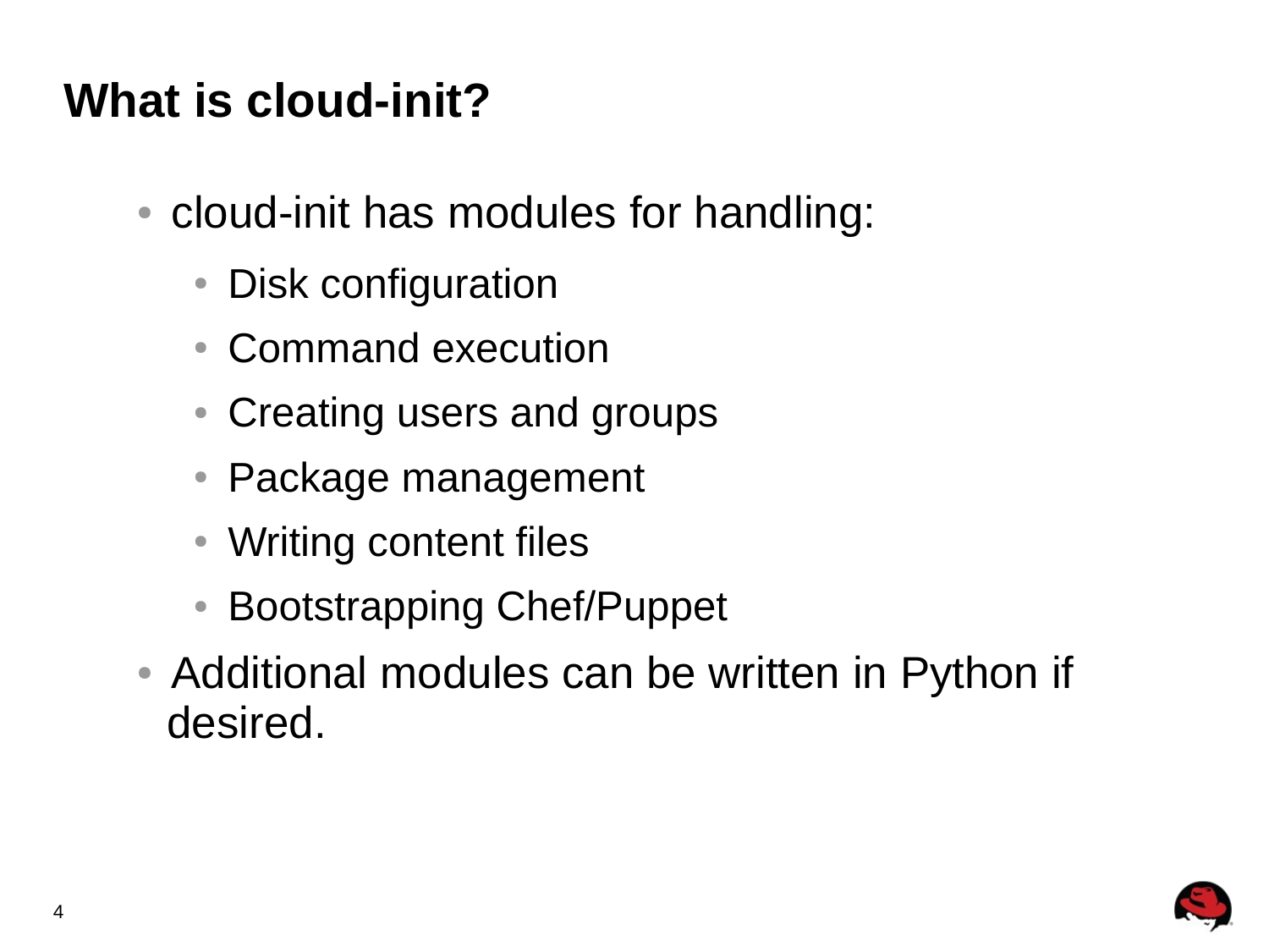# What is cloud-init?

- cloud-init has modules for handling:
  - Disk configuration
  - Command execution
  - Creating users and groups
  - Package management
  - Writing content files
  - Bootstrapping Chef/Puppet
- Additional modules can be written in Python if desired.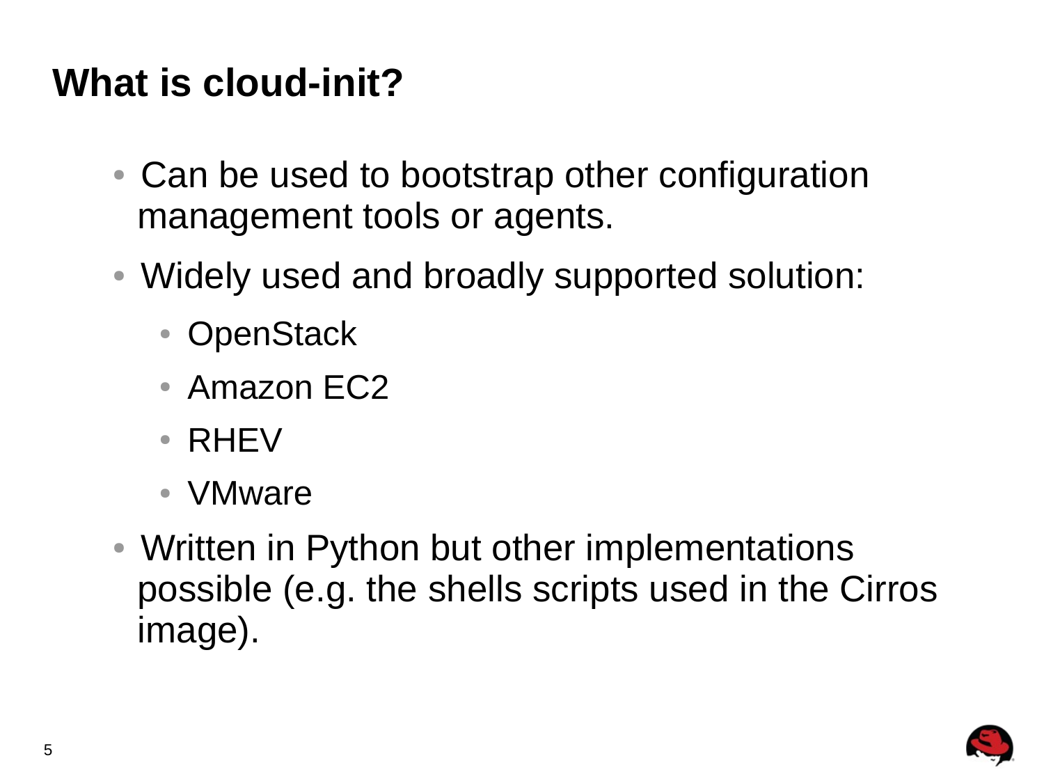# What is cloud-init?

- Can be used to bootstrap other configuration management tools or agents.
- Widely used and broadly supported solution:
  - OpenStack
  - Amazon EC2
  - RHEV
  - VMware
- Written in Python but other implementations possible (e.g. the shells scripts used in the Cirros image).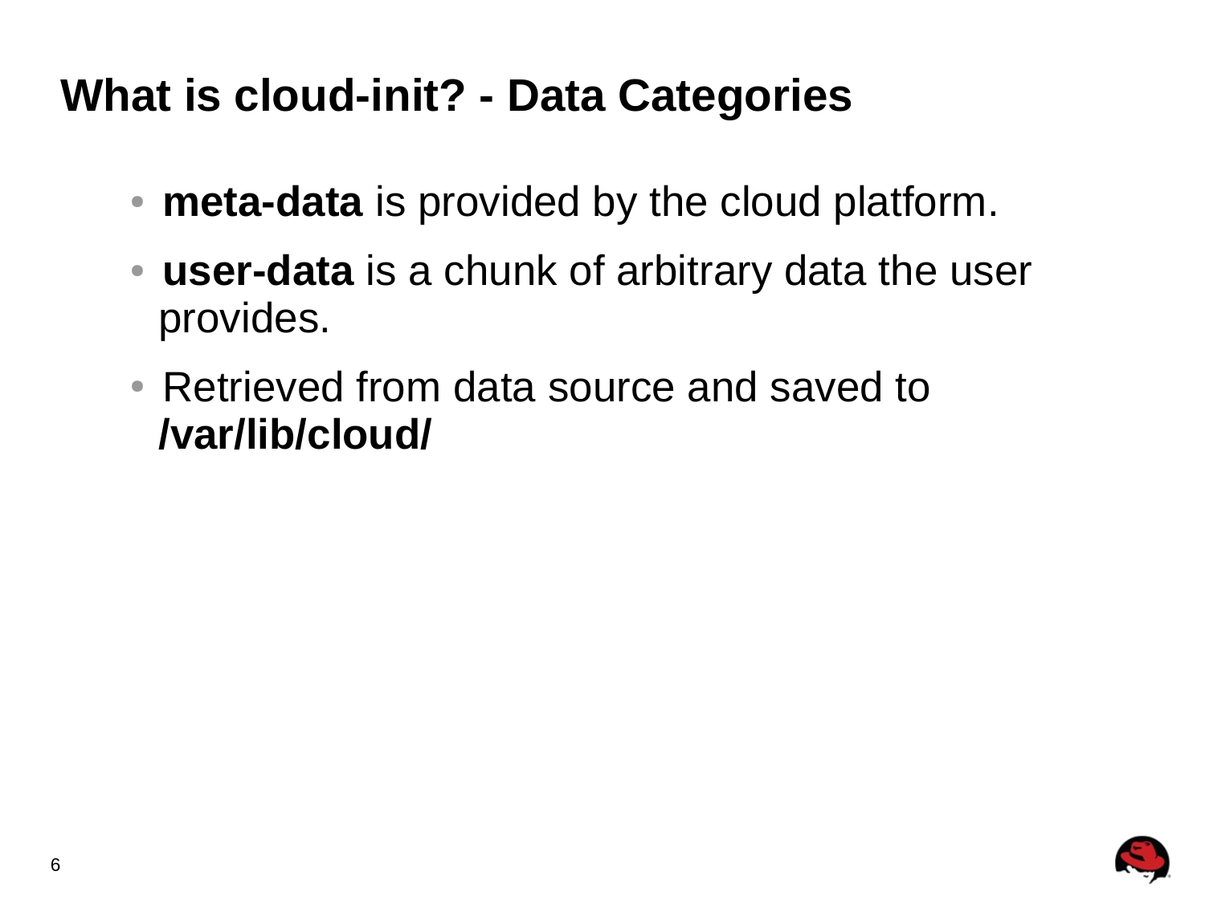# What is cloud-init? - Data Categories

- **meta-data** is provided by the cloud platform.
- **user-data** is a chunk of arbitrary data the user provides.
- Retrieved from data source and saved to **/var/lib/cloud/**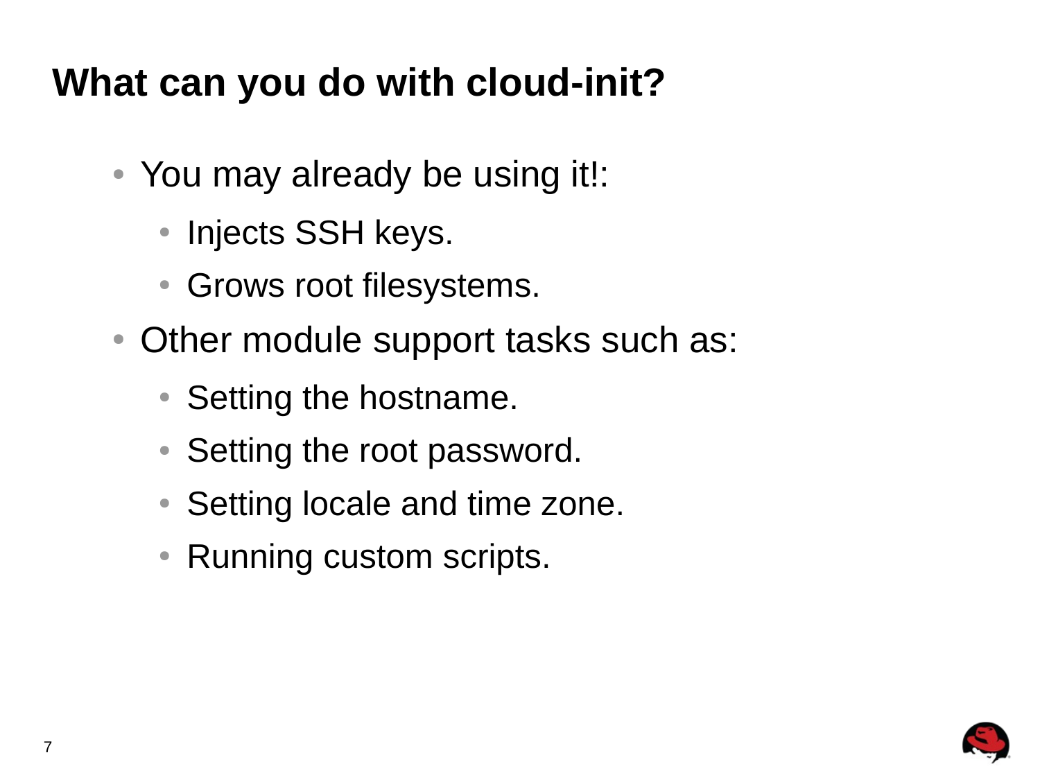# What can you do with cloud-init?

- You may already be using it!:
  - Injects SSH keys.
  - Grows root filesystems.
- Other module support tasks such as:
  - Setting the hostname.
  - Setting the root password.
  - Setting locale and time zone.
  - Running custom scripts.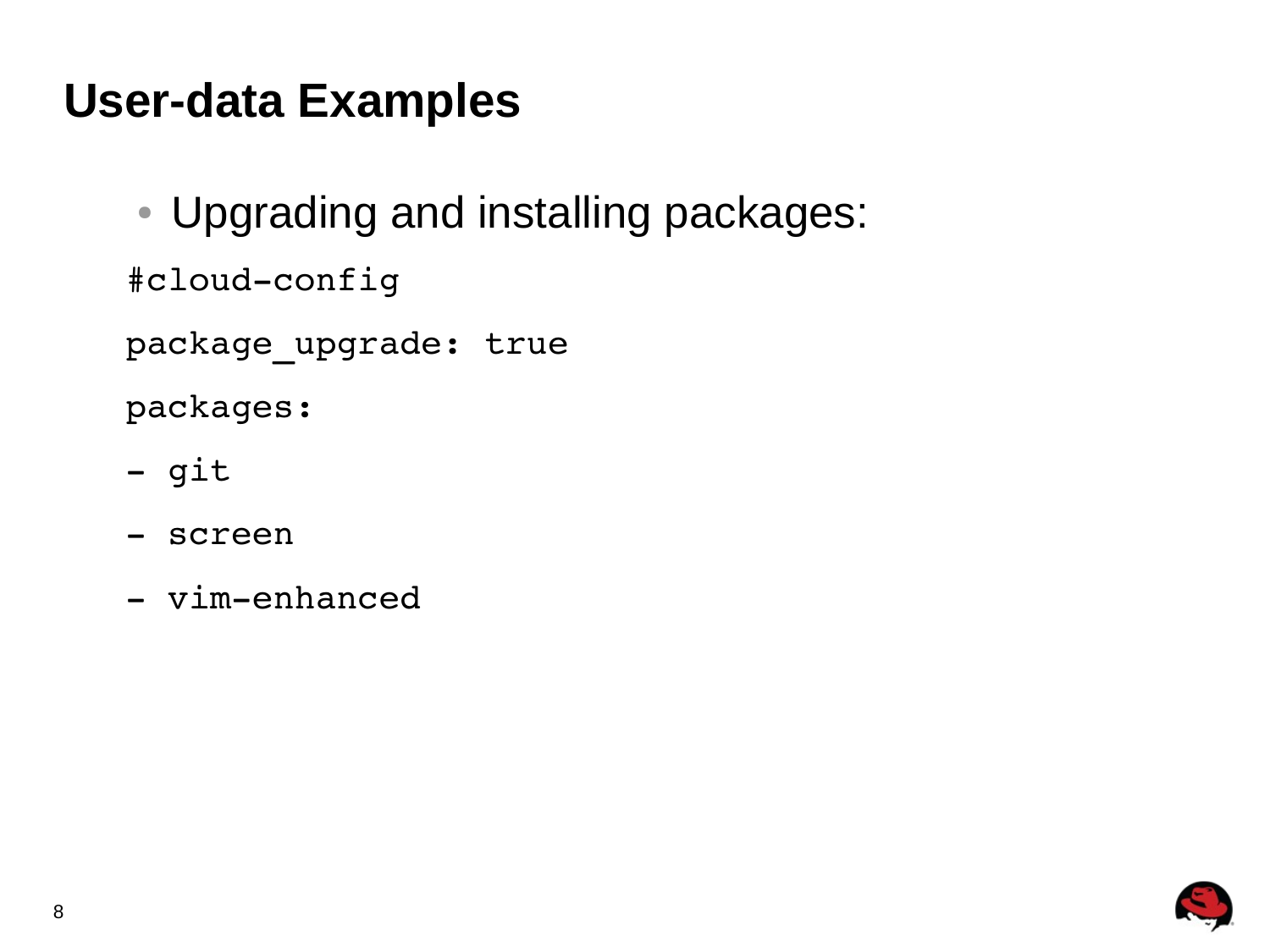# User-data Examples

- Upgrading and installing packages:

```
#cloud-config
package_upgrade: true
packages:
- git
- screen
- vim-enhanced
```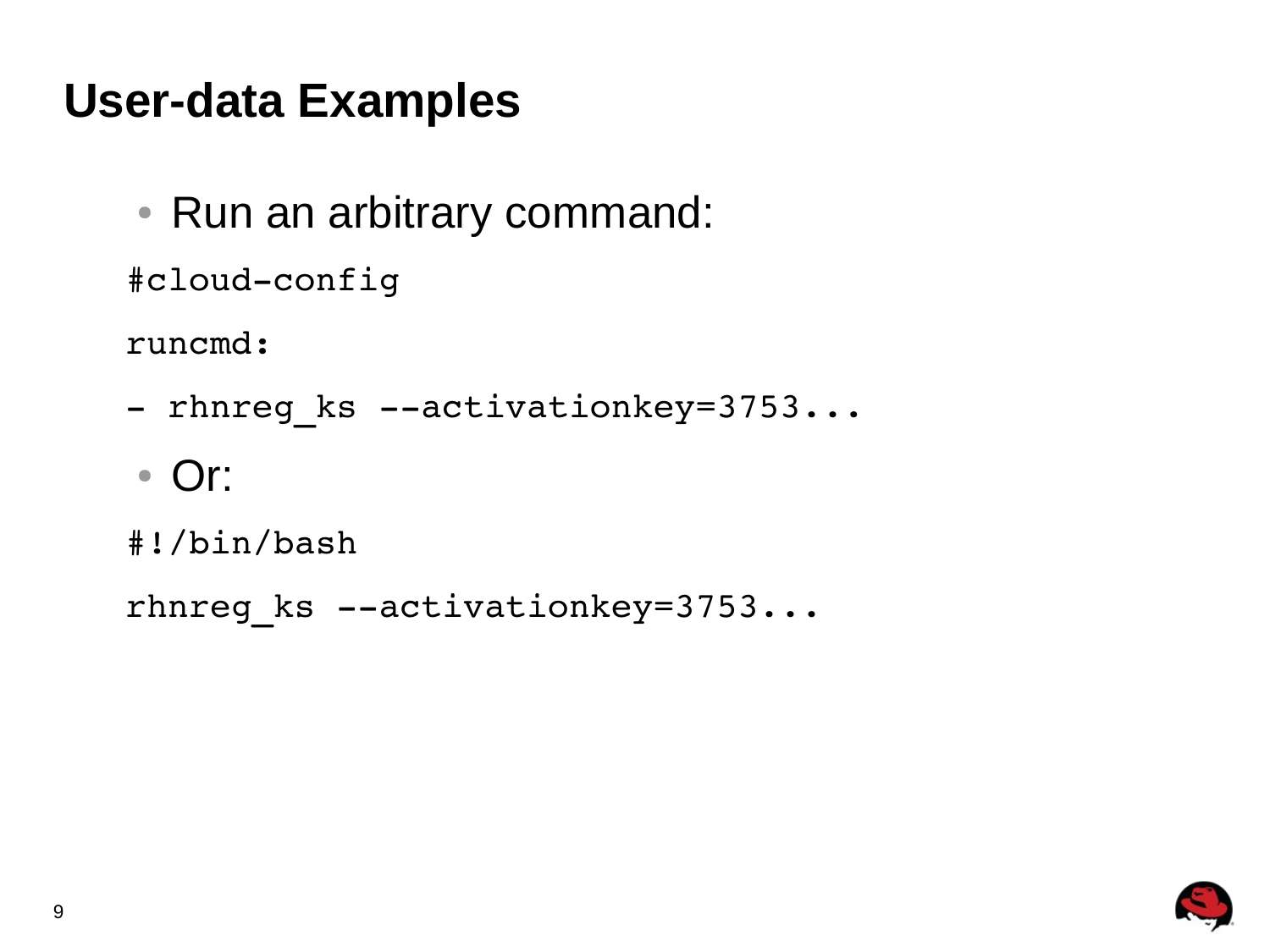# User-data Examples

- Run an arbitrary command:

```
#cloud-config
runcmd:
- rhnreg_ks --activationkey=3753...
```

- Or:

```
#!/bin/bash
rhnreg_ks --activationkey=3753...
```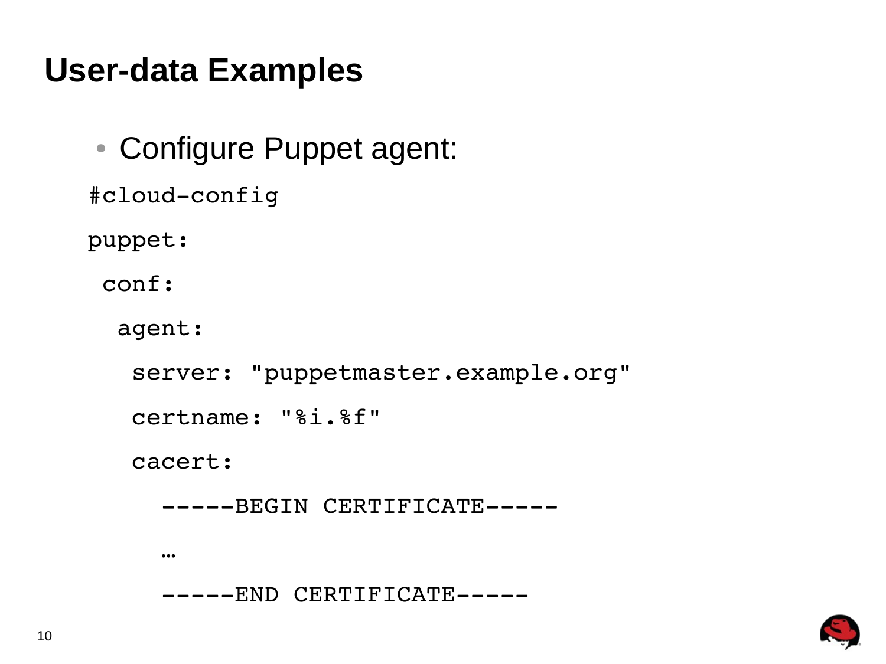## User-data Examples

- Configure Puppet agent:

```
#cloud-config
puppet:
 conf:
  agent:
   server: "puppetmaster.example.org"
   certname: "%i.%f"
   cacert:
     -----BEGIN CERTIFICATE-----
     …
     -----END CERTIFICATE-----
```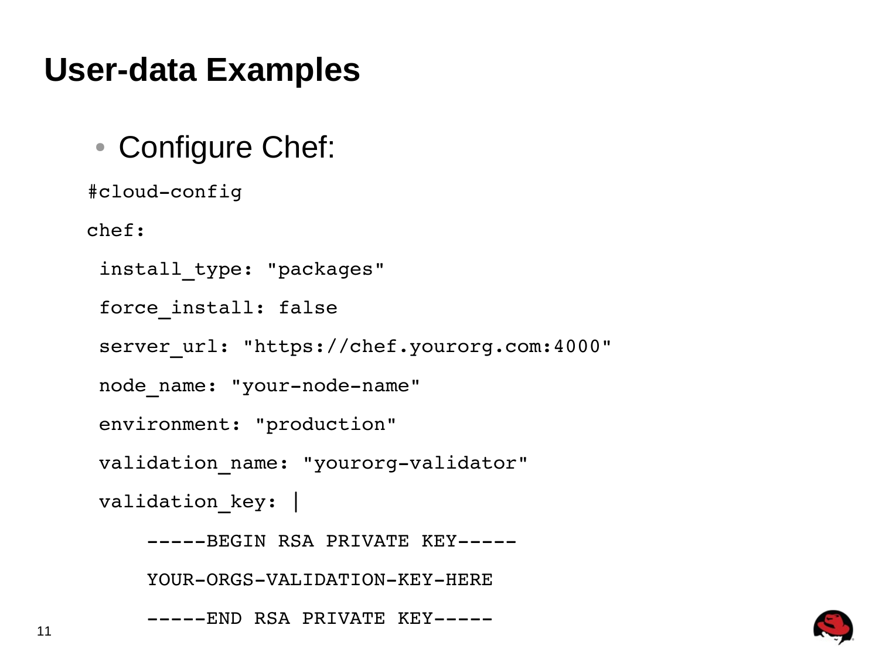# User-data Examples

- Configure Chef:

```
#cloud-config
chef:
 install_type: "packages"
 force_install: false
 server_url: "https://chef.yourorg.com:4000"
 node_name: "your-node-name"
 environment: "production"
 validation_name: "yourorg-validator"
 validation_key: |
     -----BEGIN RSA PRIVATE KEY-----
     YOUR-ORGS-VALIDATION-KEY-HERE
     -----END RSA PRIVATE KEY-----
```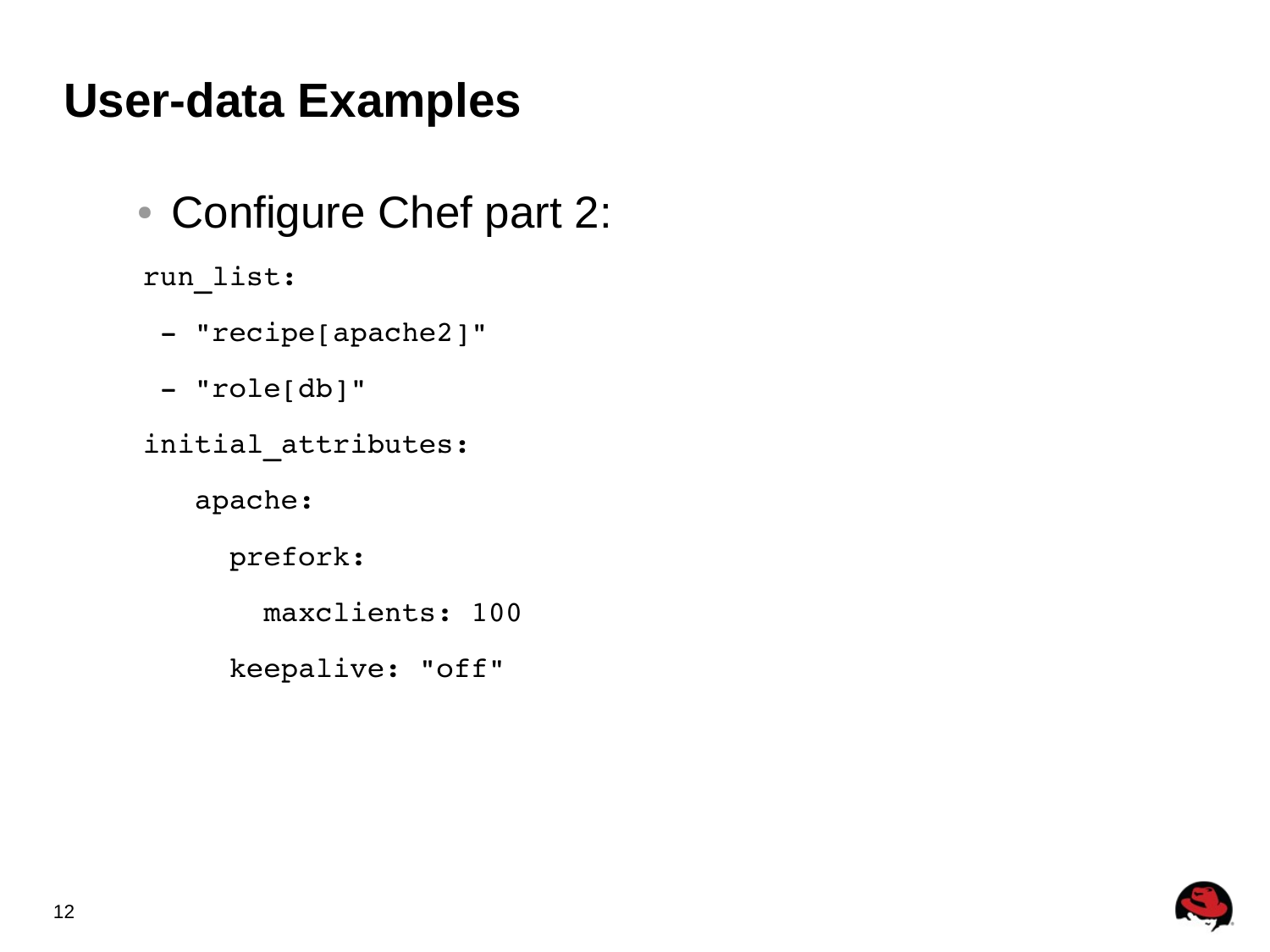# User-data Examples

- Configure Chef part 2:

```
run_list:
 - "recipe[apache2]"
 - "role[db]"
initial_attributes:
   apache:
     prefork:
       maxclients: 100
     keepalive: "off"
```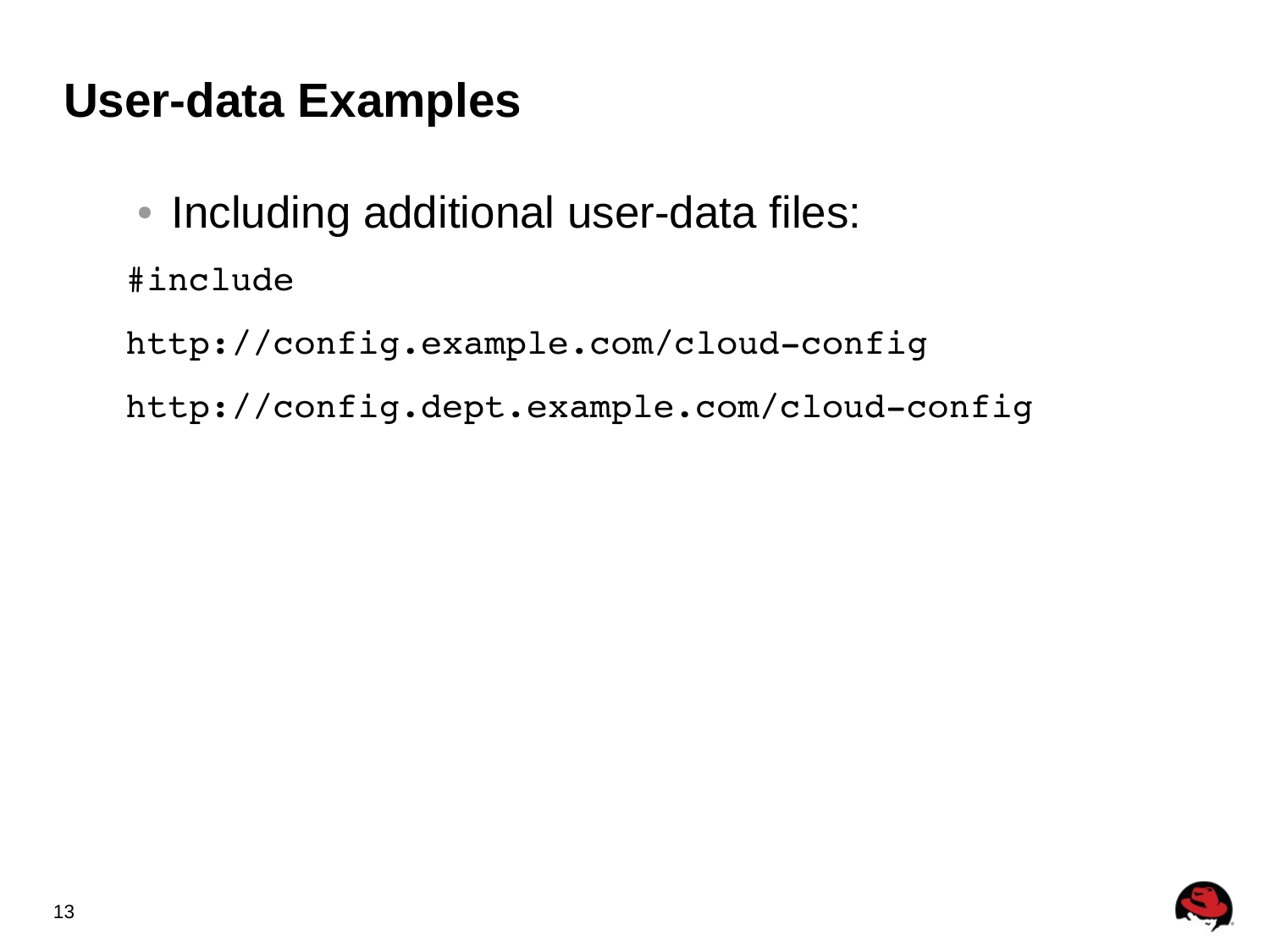## User-data Examples

- Including additional user-data files:

```
#include
http://config.example.com/cloud-config
http://config.dept.example.com/cloud-config
```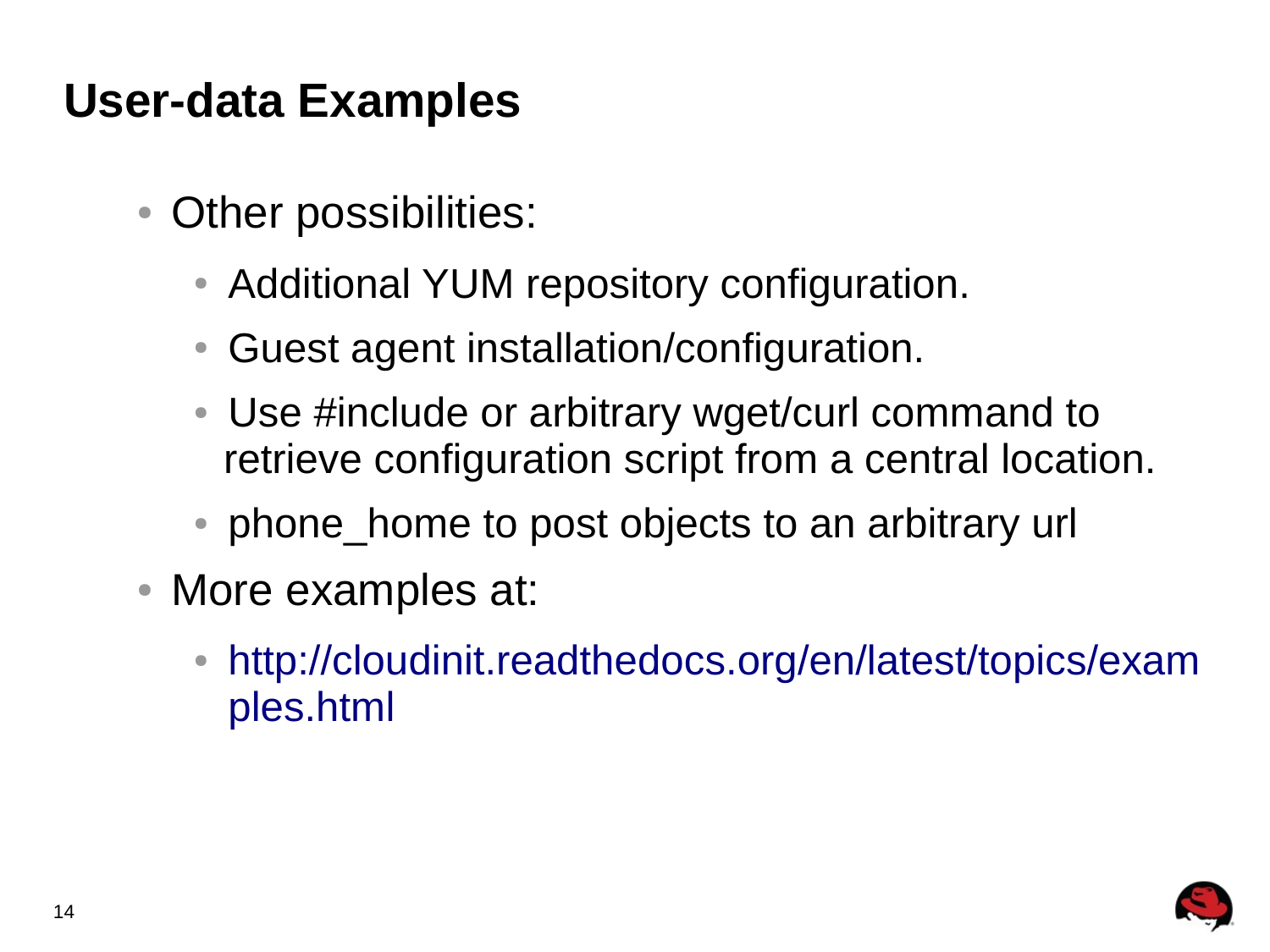# User-data Examples

- Other possibilities:
  - Additional YUM repository configuration.
  - Guest agent installation/configuration.
  - Use #include or arbitrary wget/curl command to retrieve configuration script from a central location.
  - phone_home to post objects to an arbitrary url
- More examples at:
  - http://cloudinit.readthedocs.org/en/latest/topics/examples.html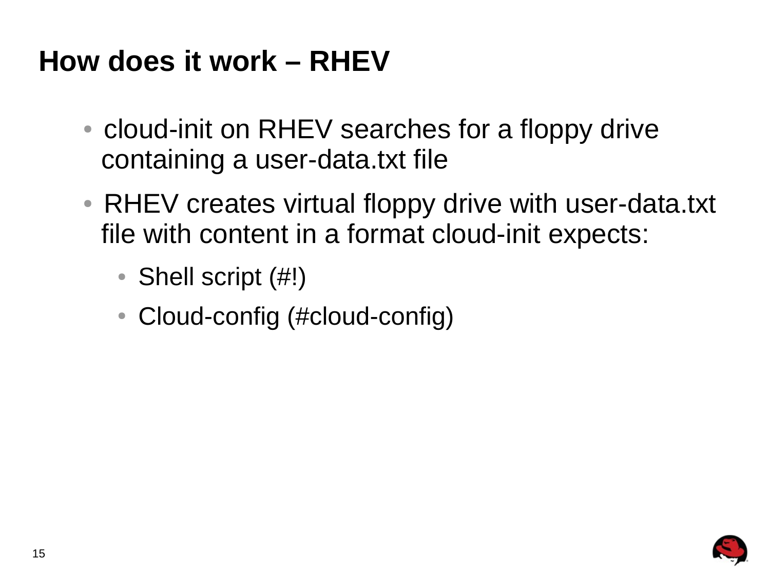# How does it work – RHEV

- cloud-init on RHEV searches for a floppy drive containing a user-data.txt file
- RHEV creates virtual floppy drive with user-data.txt file with content in a format cloud-init expects:
  - Shell script (#!)
  - Cloud-config (#cloud-config)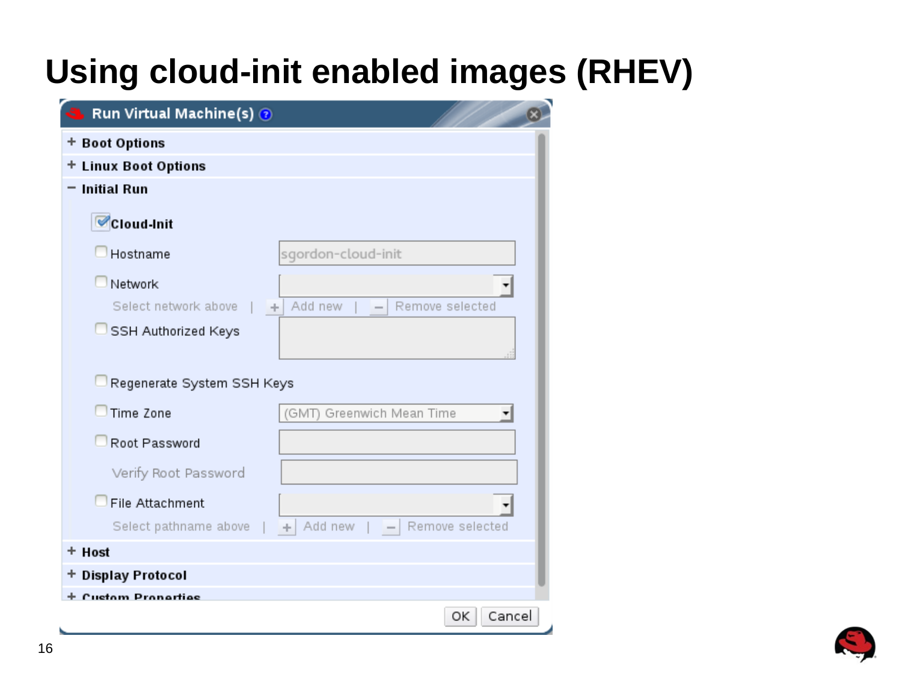# Using cloud-init enabled images (RHEV)

Run Virtual Machine(s)

+ Boot Options

+ Linux Boot Options

− Initial Run

- [x] Cloud-Init
- [ ] Hostname — sgordon-cloud-init
- [ ] Network
  - Select network above | + Add new | − Remove selected
- [ ] SSH Authorized Keys
- [ ] Regenerate System SSH Keys
- [ ] Time Zone — (GMT) Greenwich Mean Time
- [ ] Root Password
  - Verify Root Password
- [ ] File Attachment
  - Select pathname above | + Add new | − Remove selected

+ Host

+ Display Protocol

+ Custom Properties

OK | Cancel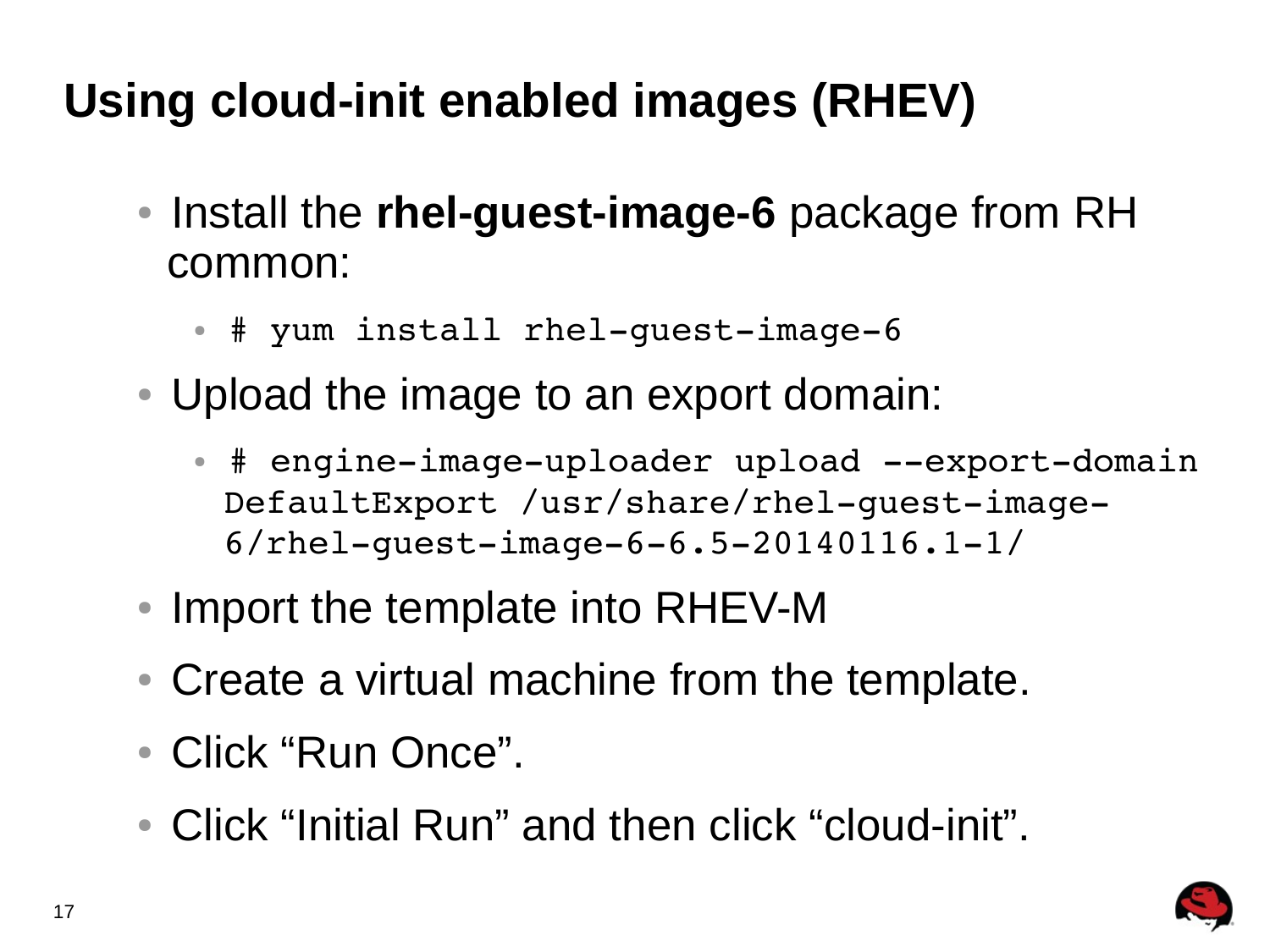# Using cloud-init enabled images (RHEV)

- Install the **rhel-guest-image-6** package from RH common:
  - `# yum install rhel-guest-image-6`
- Upload the image to an export domain:
  - `# engine-image-uploader upload --export-domain DefaultExport /usr/share/rhel-guest-image-6/rhel-guest-image-6-6.5-20140116.1-1/`
- Import the template into RHEV-M
- Create a virtual machine from the template.
- Click “Run Once”.
- Click “Initial Run” and then click “cloud-init”.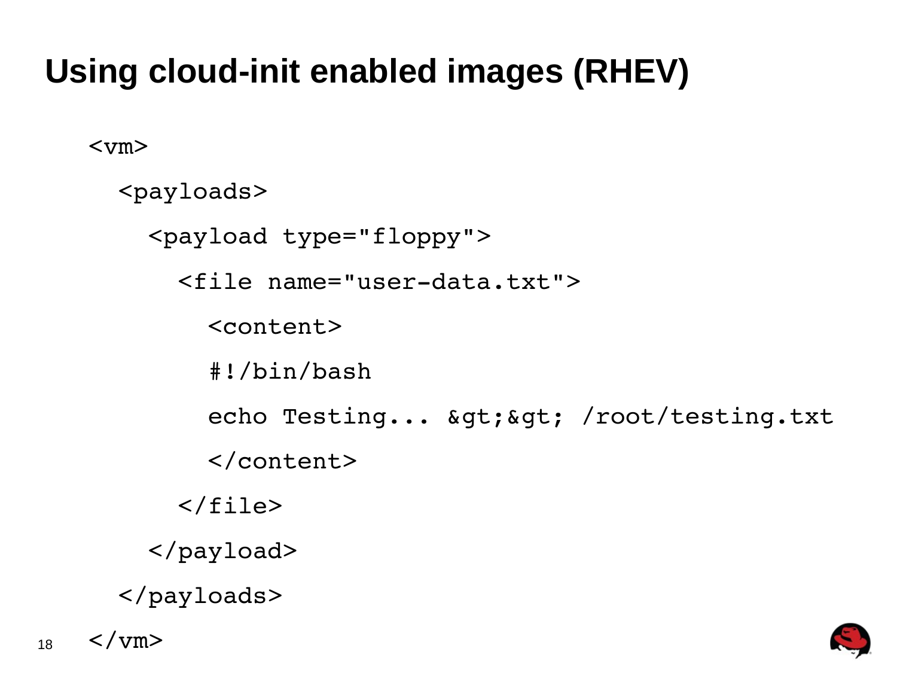# Using cloud-init enabled images (RHEV)

```
<vm>
  <payloads>
    <payload type="floppy">
      <file name="user-data.txt">
        <content>
        #!/bin/bash
        echo Testing... &gt;&gt; /root/testing.txt
        </content>
      </file>
    </payload>
  </payloads>
</vm>
```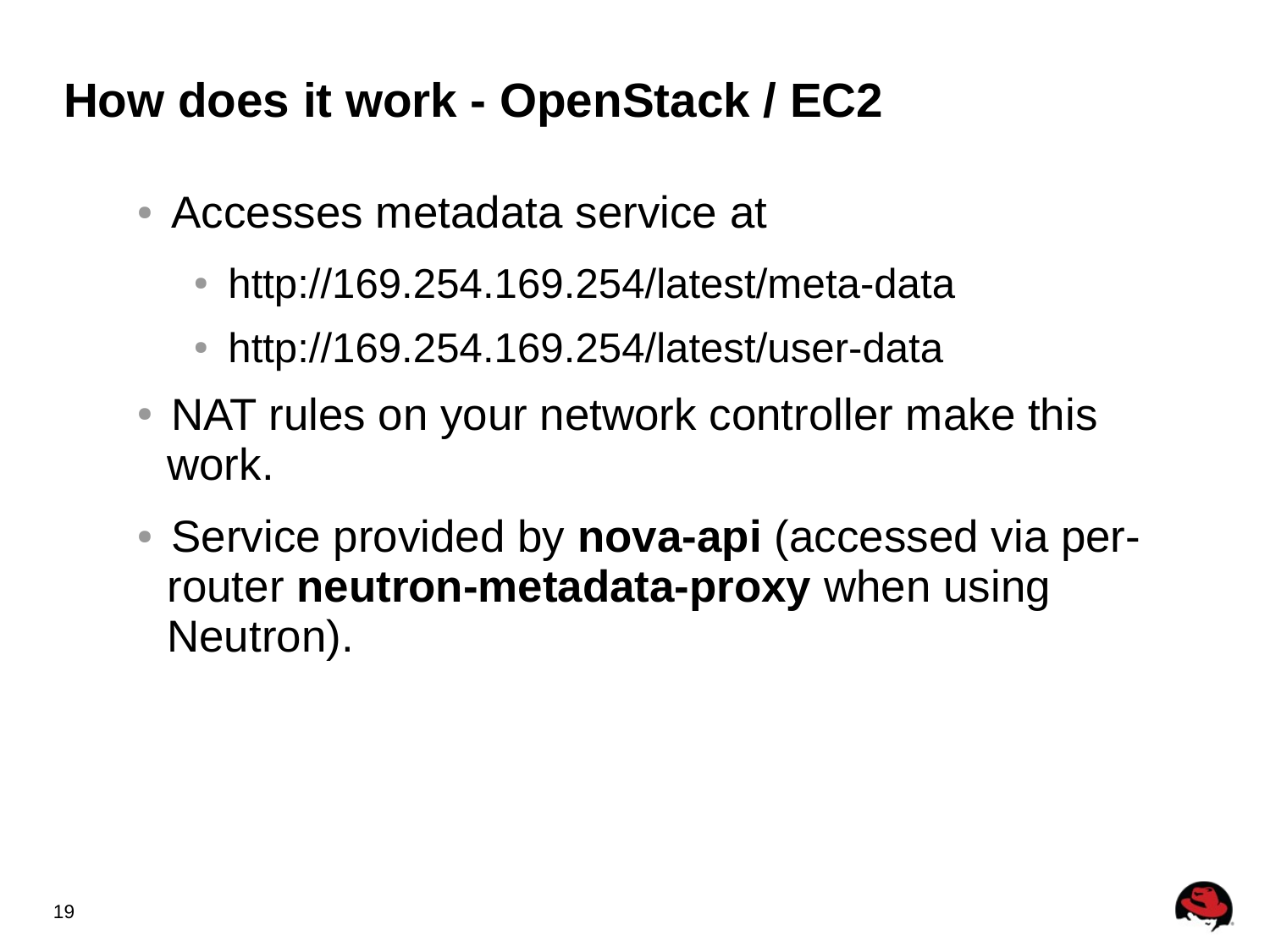# How does it work - OpenStack / EC2

- Accesses metadata service at
  - http://169.254.169.254/latest/meta-data
  - http://169.254.169.254/latest/user-data
- NAT rules on your network controller make this work.
- Service provided by **nova-api** (accessed via per-router **neutron-metadata-proxy** when using Neutron).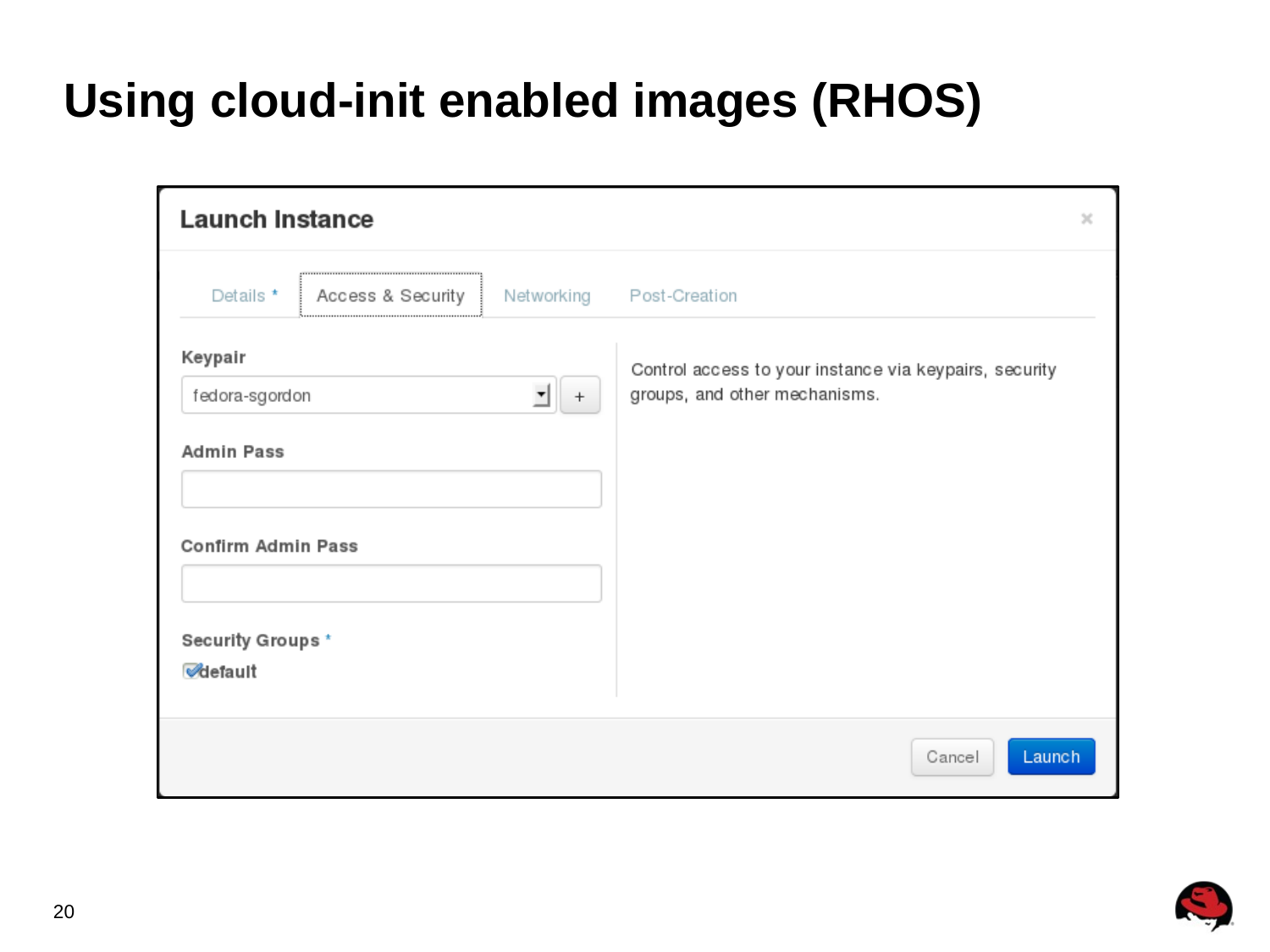# Using cloud-init enabled images (RHOS)

**Launch Instance**

Details * | Access & Security | Networking | Post-Creation

**Keypair**

fedora-sgordon

**Admin Pass**

**Confirm Admin Pass**

**Security Groups** *

☑ default

Control access to your instance via keypairs, security groups, and other mechanisms.

Cancel | Launch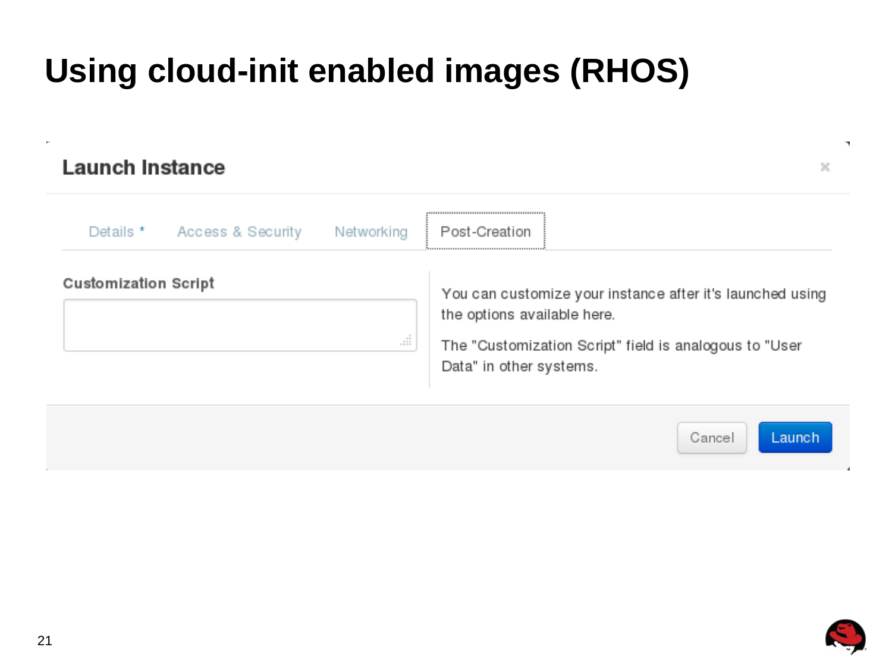# Using cloud-init enabled images (RHOS)

**Launch Instance**

Details * | Access & Security | Networking | Post-Creation

**Customization Script**

You can customize your instance after it's launched using the options available here.

The "Customization Script" field is analogous to "User Data" in other systems.

Cancel | Launch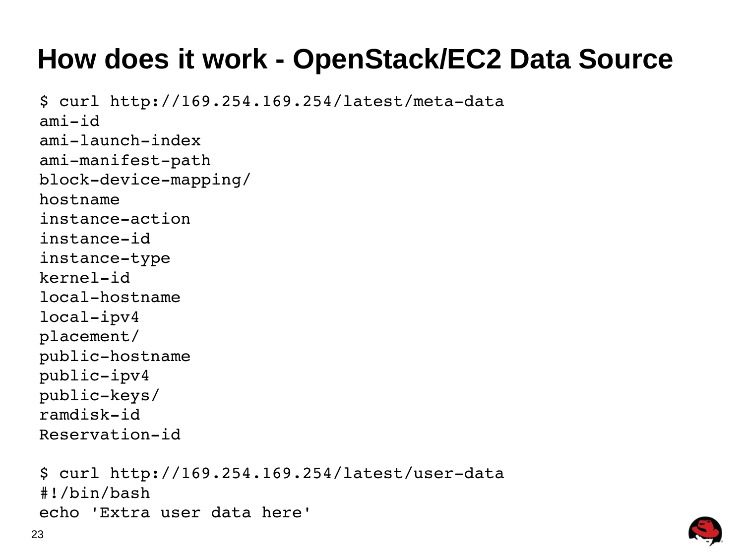# How does it work - OpenStack/EC2 Data Source

```
$ curl http://169.254.169.254/latest/meta-data
ami-id
ami-launch-index
ami-manifest-path
block-device-mapping/
hostname
instance-action
instance-id
instance-type
kernel-id
local-hostname
local-ipv4
placement/
public-hostname
public-ipv4
public-keys/
ramdisk-id
Reservation-id

$ curl http://169.254.169.254/latest/user-data
#!/bin/bash
echo 'Extra user data here'
```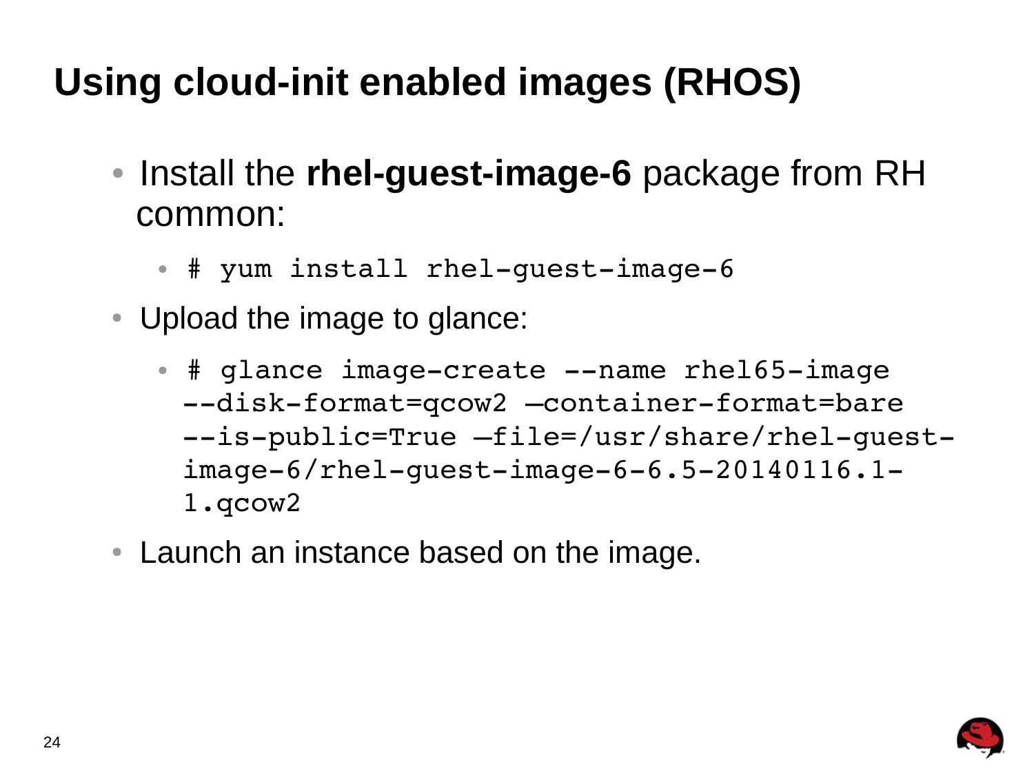# Using cloud-init enabled images (RHOS)

- Install the **rhel-guest-image-6** package from RH common:
  - `# yum install rhel-guest-image-6`
- Upload the image to glance:
  - `# glance image-create --name rhel65-image --disk-format=qcow2 –container-format=bare --is-public=True –file=/usr/share/rhel-guest-image-6/rhel-guest-image-6-6.5-20140116.1-1.qcow2`
- Launch an instance based on the image.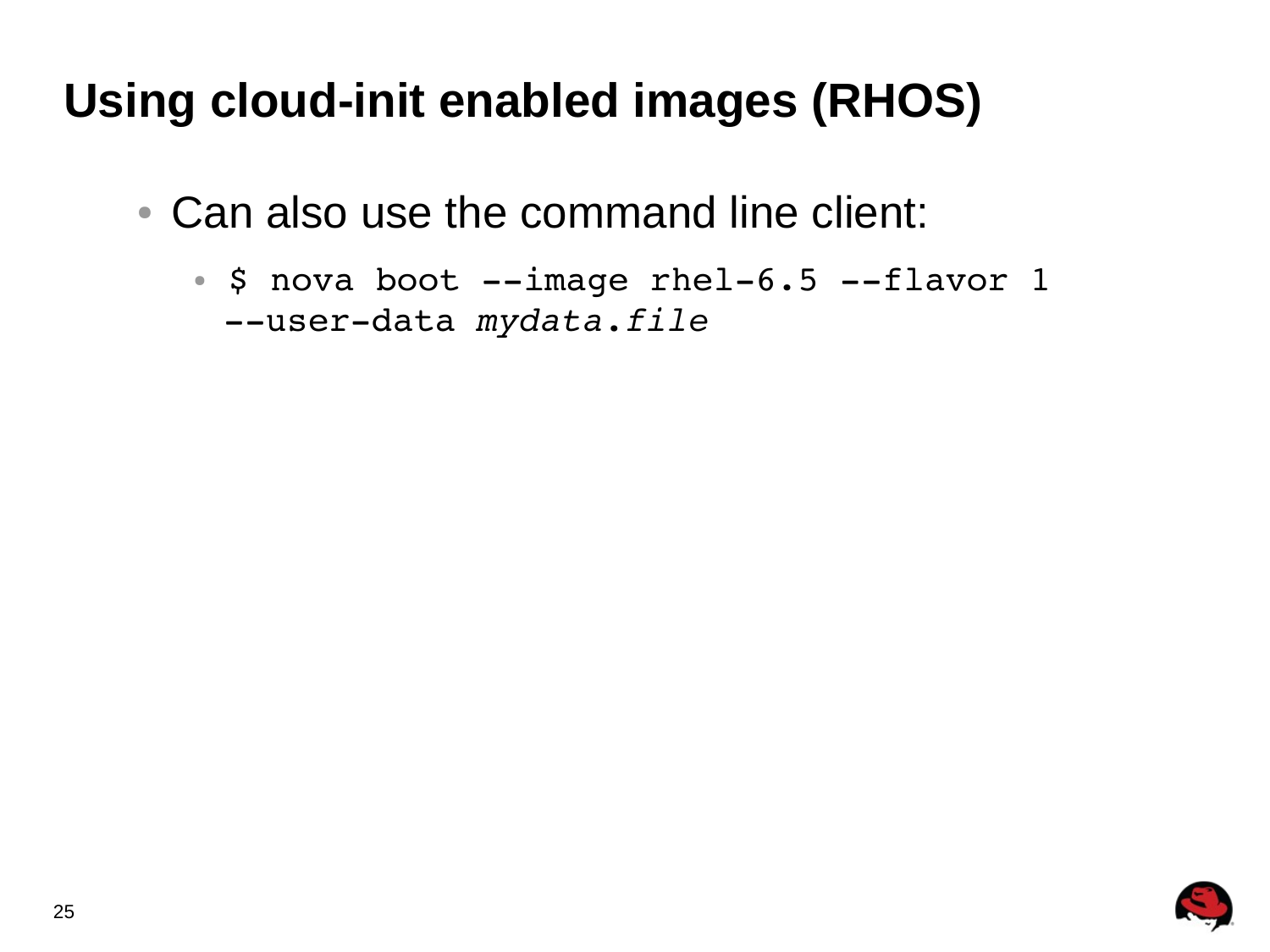# Using cloud-init enabled images (RHOS)

- Can also use the command line client:
  - `$ nova boot --image rhel-6.5 --flavor 1 --user-data` *`mydata.file`*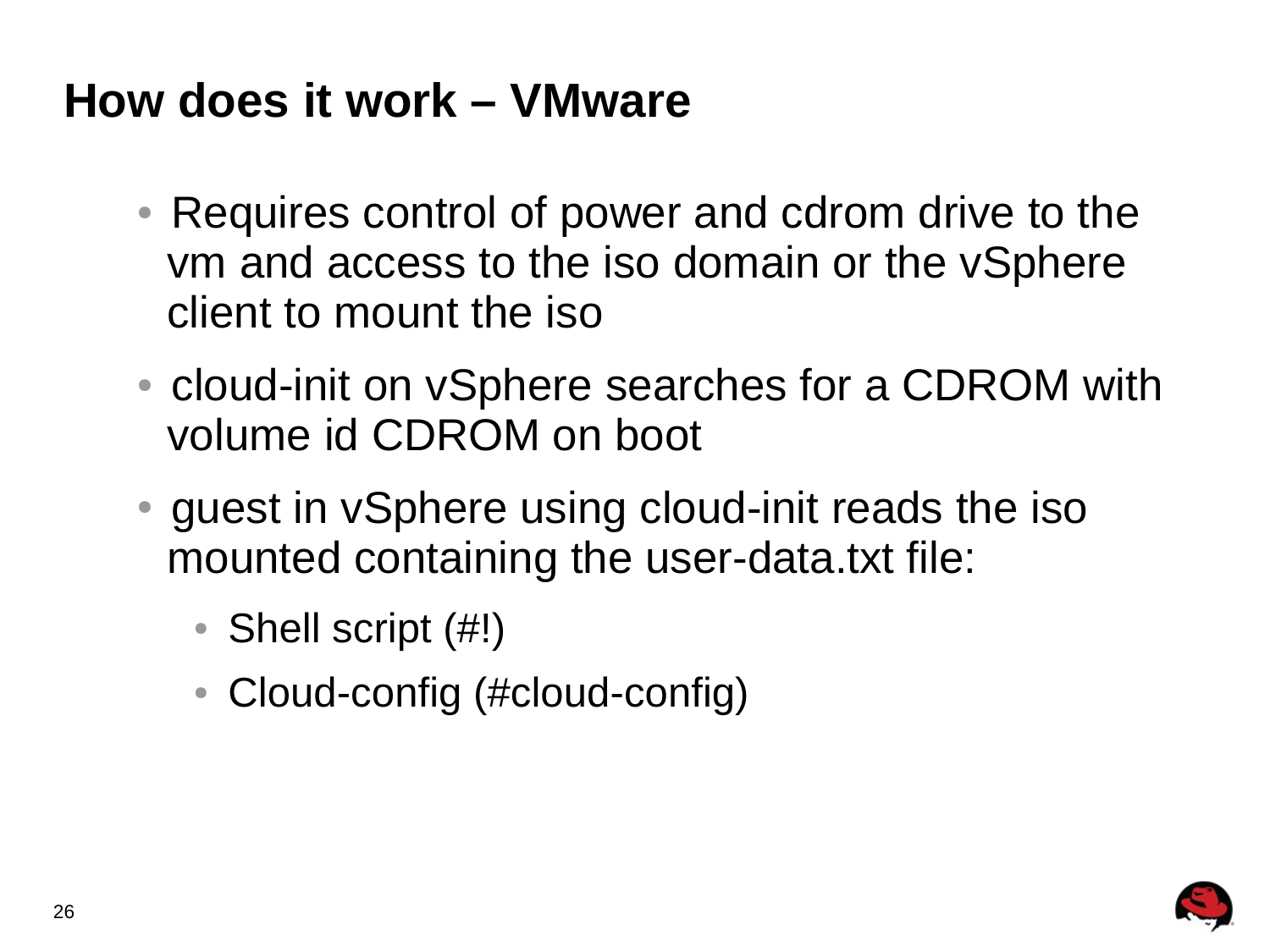## How does it work – VMware

- Requires control of power and cdrom drive to the vm and access to the iso domain or the vSphere client to mount the iso
- cloud-init on vSphere searches for a CDROM with volume id CDROM on boot
- guest in vSphere using cloud-init reads the iso mounted containing the user-data.txt file:
  - Shell script (#!)
  - Cloud-config (#cloud-config)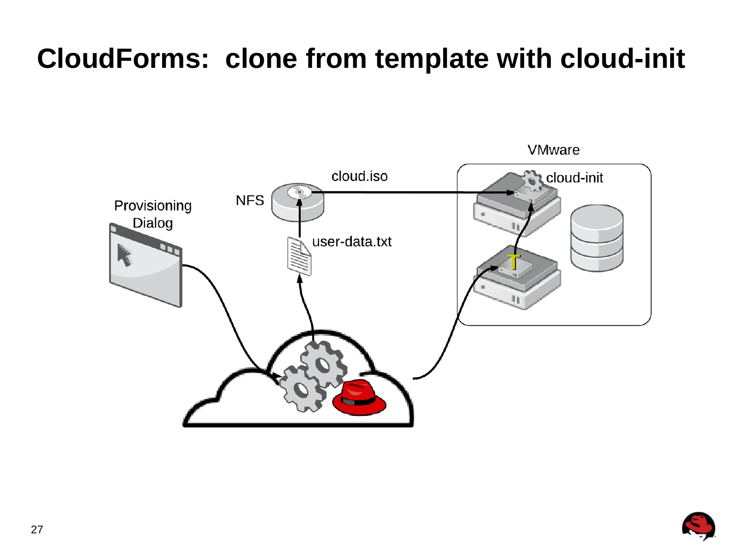# CloudForms: clone from template with cloud-init

VMware

cloud.iso

cloud-init

NFS

Provisioning Dialog

user-data.txt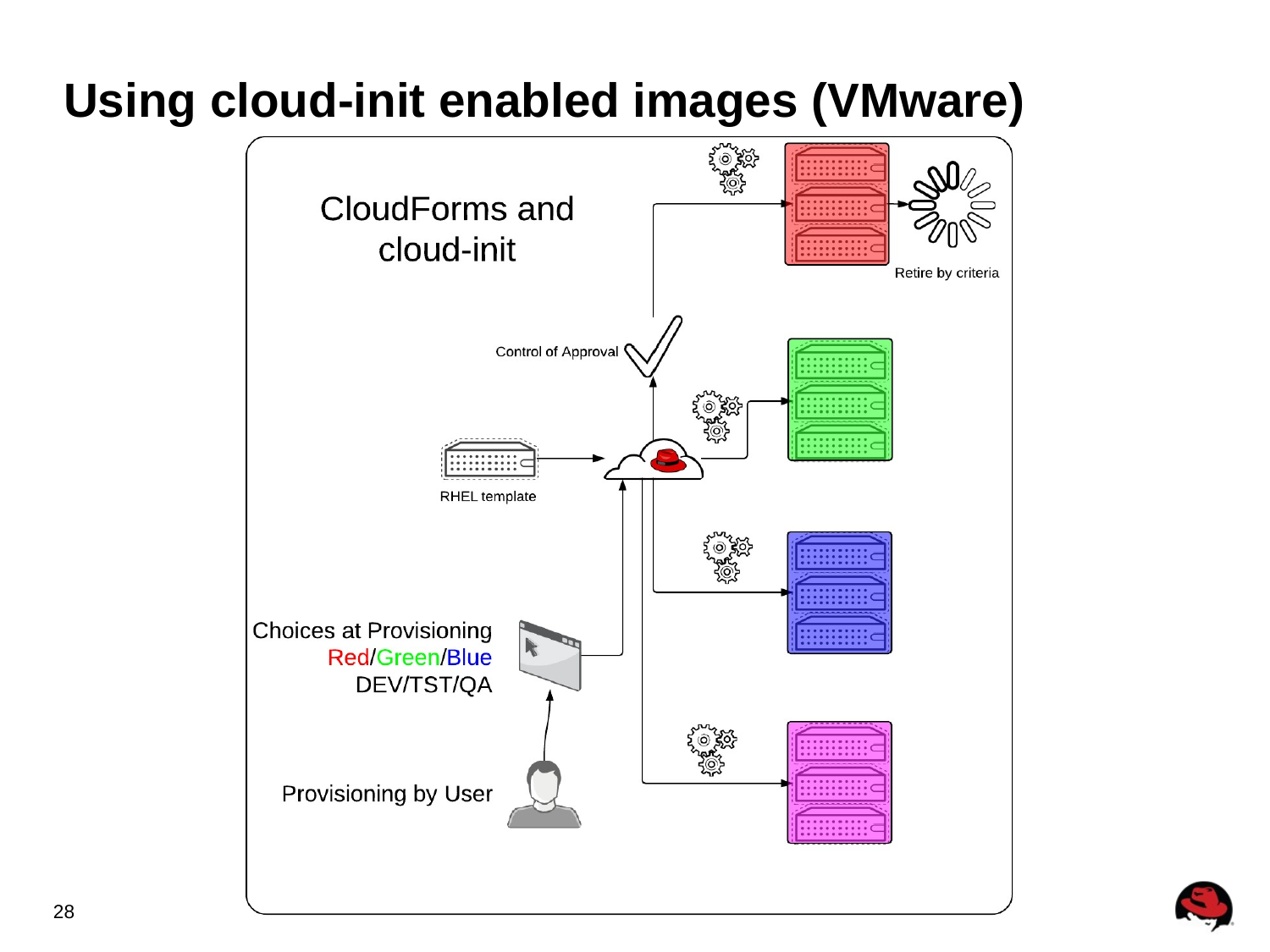# Using cloud-init enabled images (VMware)

CloudForms and cloud-init

Control of Approval

Retire by criteria

RHEL template

Choices at Provisioning
Red/Green/Blue
DEV/TST/QA

Provisioning by User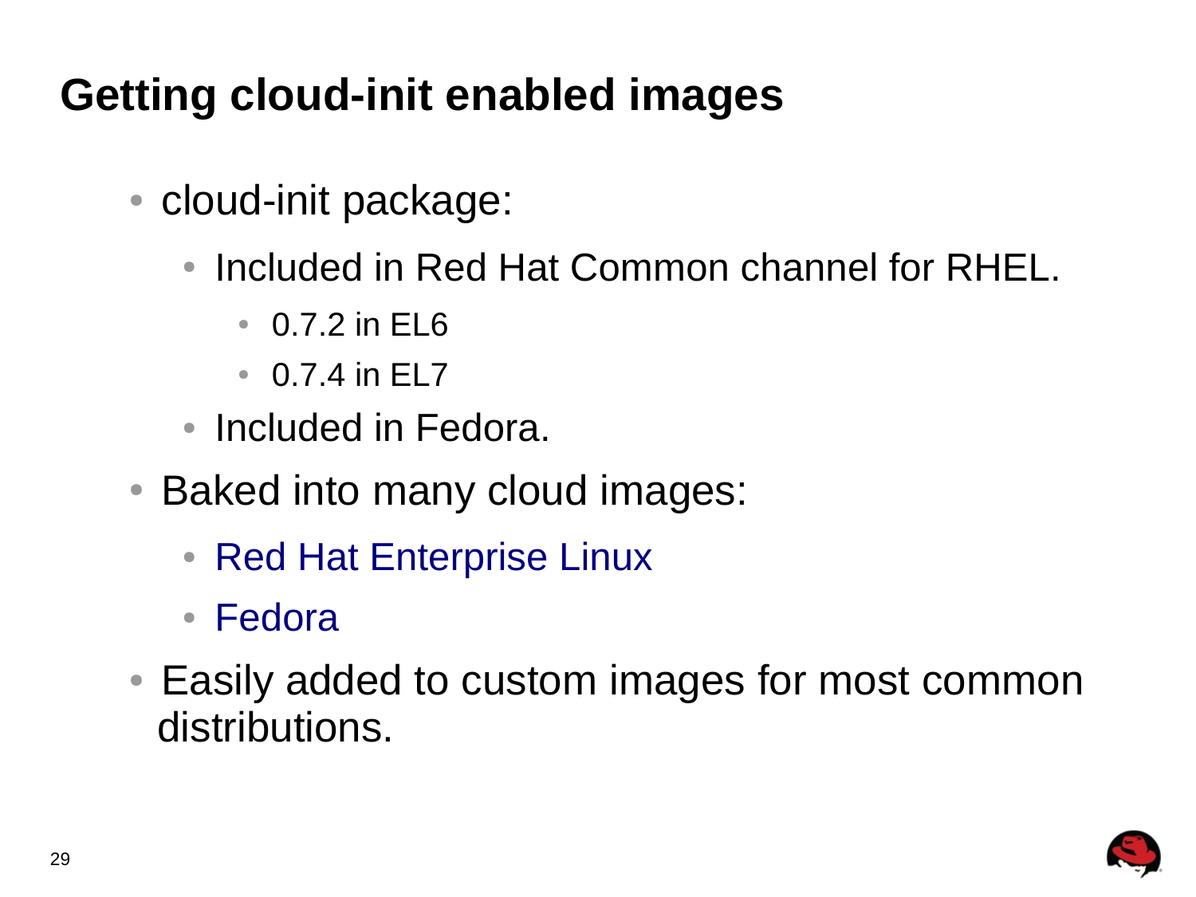# Getting cloud-init enabled images

- cloud-init package:
  - Included in Red Hat Common channel for RHEL.
    - 0.7.2 in EL6
    - 0.7.4 in EL7
  - Included in Fedora.
- Baked into many cloud images:
  - Red Hat Enterprise Linux
  - Fedora
- Easily added to custom images for most common distributions.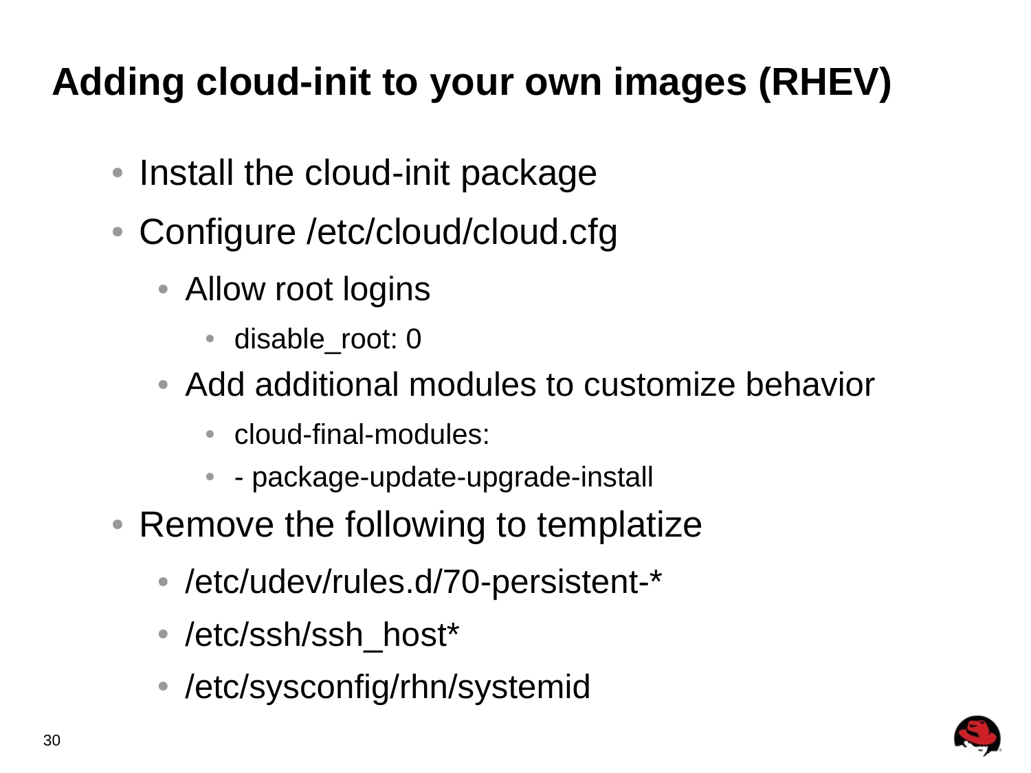# Adding cloud-init to your own images (RHEV)

- Install the cloud-init package
- Configure /etc/cloud/cloud.cfg
  - Allow root logins
    - disable_root: 0
  - Add additional modules to customize behavior
    - cloud-final-modules:
    - - package-update-upgrade-install
- Remove the following to templatize
  - /etc/udev/rules.d/70-persistent-*
  - /etc/ssh/ssh_host*
  - /etc/sysconfig/rhn/systemid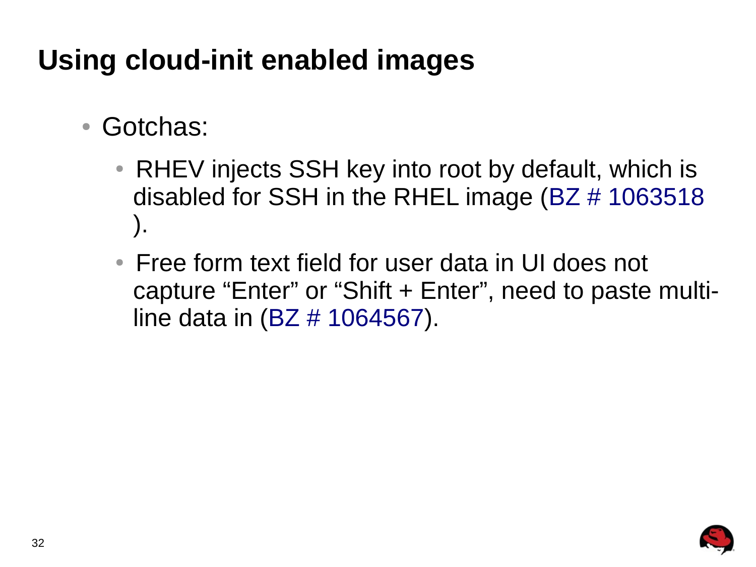# Using cloud-init enabled images

- Gotchas:
  - RHEV injects SSH key into root by default, which is disabled for SSH in the RHEL image (BZ # 1063518).
  - Free form text field for user data in UI does not capture “Enter” or “Shift + Enter”, need to paste multi-line data in (BZ # 1064567).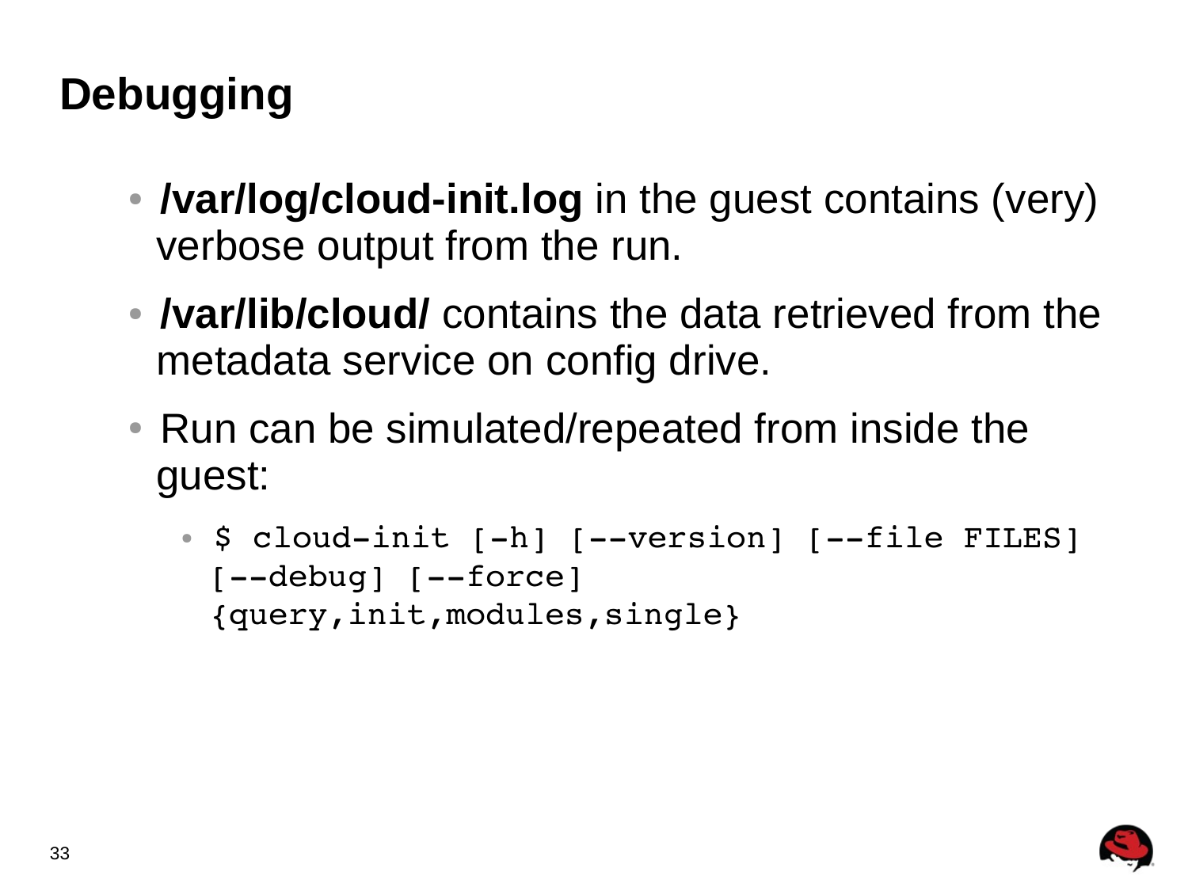# Debugging

- **/var/log/cloud-init.log** in the guest contains (very) verbose output from the run.
- **/var/lib/cloud/** contains the data retrieved from the metadata service on config drive.
- Run can be simulated/repeated from inside the guest:
  - ```
    $ cloud-init [-h] [--version] [--file FILES] [--debug] [--force] {query,init,modules,single}
    ```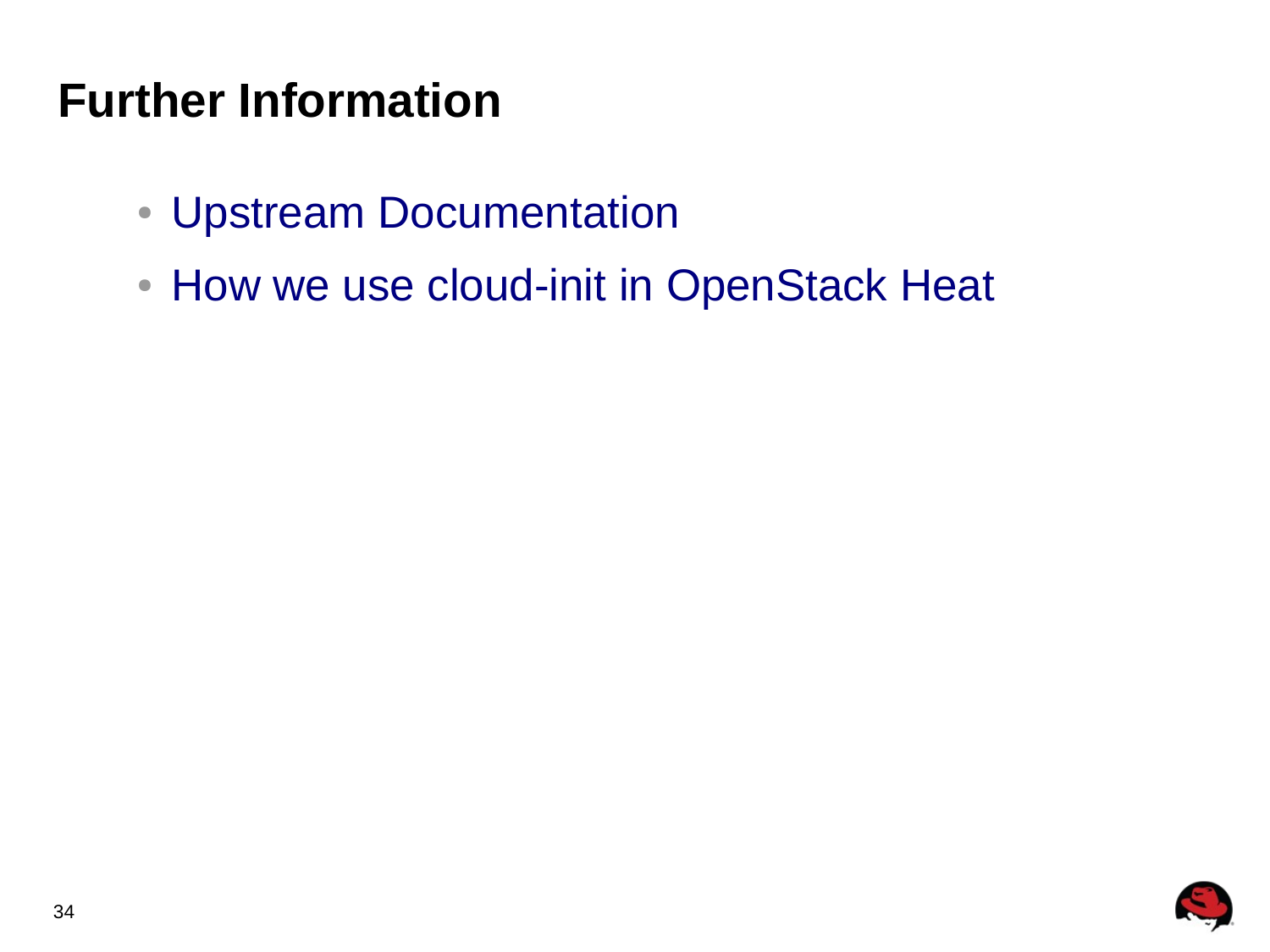# Further Information

- Upstream Documentation
- How we use cloud-init in OpenStack Heat